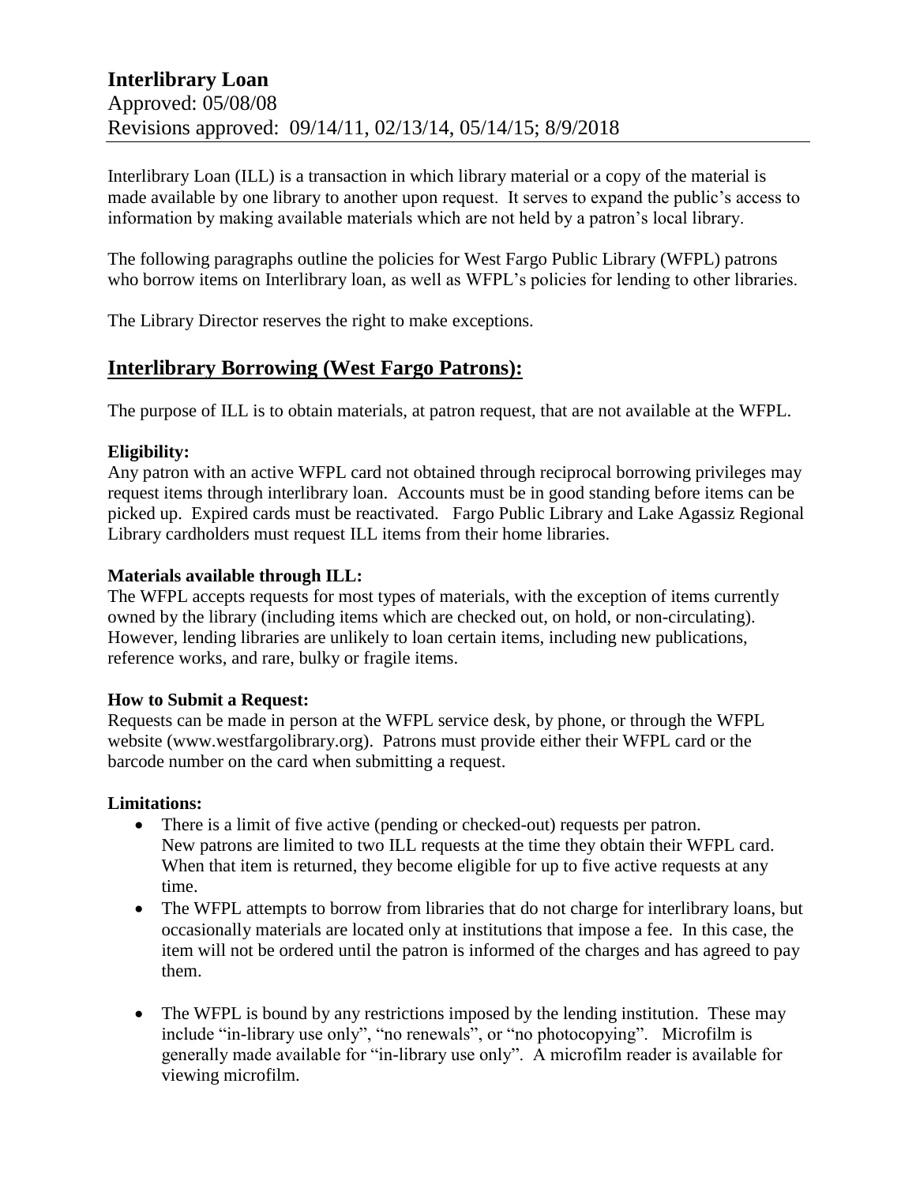# Interlibrary Loan

Approved: 05/08/08
Revisions approved: 09/14/11, 02/13/14, 05/14/15; 8/9/2018

Interlibrary Loan (ILL) is a transaction in which library material or a copy of the material is made available by one library to another upon request. It serves to expand the public's access to information by making available materials which are not held by a patron's local library.

The following paragraphs outline the policies for West Fargo Public Library (WFPL) patrons who borrow items on Interlibrary loan, as well as WFPL's policies for lending to other libraries.

The Library Director reserves the right to make exceptions.

## Interlibrary Borrowing (West Fargo Patrons):

The purpose of ILL is to obtain materials, at patron request, that are not available at the WFPL.

**Eligibility:**
Any patron with an active WFPL card not obtained through reciprocal borrowing privileges may request items through interlibrary loan. Accounts must be in good standing before items can be picked up. Expired cards must be reactivated. Fargo Public Library and Lake Agassiz Regional Library cardholders must request ILL items from their home libraries.

**Materials available through ILL:**
The WFPL accepts requests for most types of materials, with the exception of items currently owned by the library (including items which are checked out, on hold, or non-circulating). However, lending libraries are unlikely to loan certain items, including new publications, reference works, and rare, bulky or fragile items.

**How to Submit a Request:**
Requests can be made in person at the WFPL service desk, by phone, or through the WFPL website (www.westfargolibrary.org). Patrons must provide either their WFPL card or the barcode number on the card when submitting a request.

**Limitations:**

- There is a limit of five active (pending or checked-out) requests per patron. New patrons are limited to two ILL requests at the time they obtain their WFPL card. When that item is returned, they become eligible for up to five active requests at any time.
- The WFPL attempts to borrow from libraries that do not charge for interlibrary loans, but occasionally materials are located only at institutions that impose a fee. In this case, the item will not be ordered until the patron is informed of the charges and has agreed to pay them.
- The WFPL is bound by any restrictions imposed by the lending institution. These may include "in-library use only", "no renewals", or "no photocopying". Microfilm is generally made available for "in-library use only". A microfilm reader is available for viewing microfilm.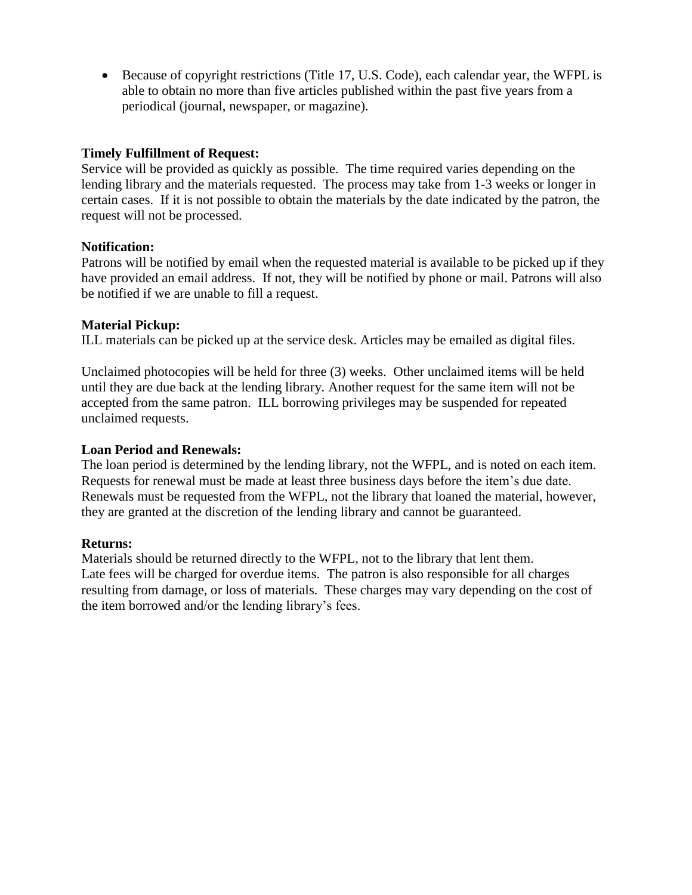- Because of copyright restrictions (Title 17, U.S. Code), each calendar year, the WFPL is able to obtain no more than five articles published within the past five years from a periodical (journal, newspaper, or magazine).

**Timely Fulfillment of Request:**
Service will be provided as quickly as possible. The time required varies depending on the lending library and the materials requested. The process may take from 1-3 weeks or longer in certain cases. If it is not possible to obtain the materials by the date indicated by the patron, the request will not be processed.

**Notification:**
Patrons will be notified by email when the requested material is available to be picked up if they have provided an email address. If not, they will be notified by phone or mail. Patrons will also be notified if we are unable to fill a request.

**Material Pickup:**
ILL materials can be picked up at the service desk. Articles may be emailed as digital files.

Unclaimed photocopies will be held for three (3) weeks. Other unclaimed items will be held until they are due back at the lending library. Another request for the same item will not be accepted from the same patron. ILL borrowing privileges may be suspended for repeated unclaimed requests.

**Loan Period and Renewals:**
The loan period is determined by the lending library, not the WFPL, and is noted on each item. Requests for renewal must be made at least three business days before the item's due date. Renewals must be requested from the WFPL, not the library that loaned the material, however, they are granted at the discretion of the lending library and cannot be guaranteed.

**Returns:**
Materials should be returned directly to the WFPL, not to the library that lent them. Late fees will be charged for overdue items. The patron is also responsible for all charges resulting from damage, or loss of materials. These charges may vary depending on the cost of the item borrowed and/or the lending library's fees.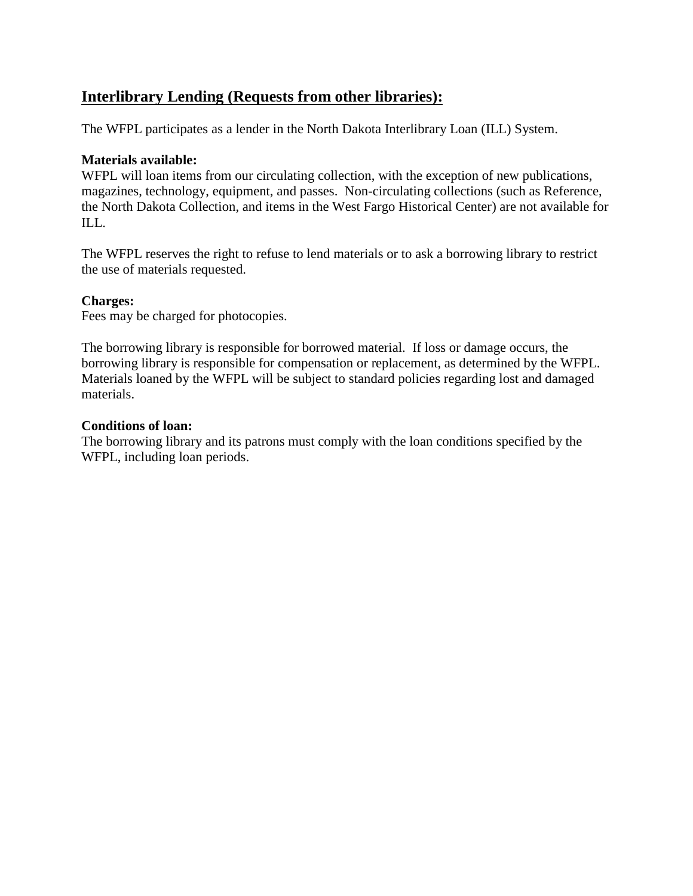## Interlibrary Lending (Requests from other libraries):

The WFPL participates as a lender in the North Dakota Interlibrary Loan (ILL) System.

**Materials available:**
WFPL will loan items from our circulating collection, with the exception of new publications, magazines, technology, equipment, and passes. Non-circulating collections (such as Reference, the North Dakota Collection, and items in the West Fargo Historical Center) are not available for ILL.

The WFPL reserves the right to refuse to lend materials or to ask a borrowing library to restrict the use of materials requested.

**Charges:**
Fees may be charged for photocopies.

The borrowing library is responsible for borrowed material. If loss or damage occurs, the borrowing library is responsible for compensation or replacement, as determined by the WFPL. Materials loaned by the WFPL will be subject to standard policies regarding lost and damaged materials.

**Conditions of loan:**
The borrowing library and its patrons must comply with the loan conditions specified by the WFPL, including loan periods.